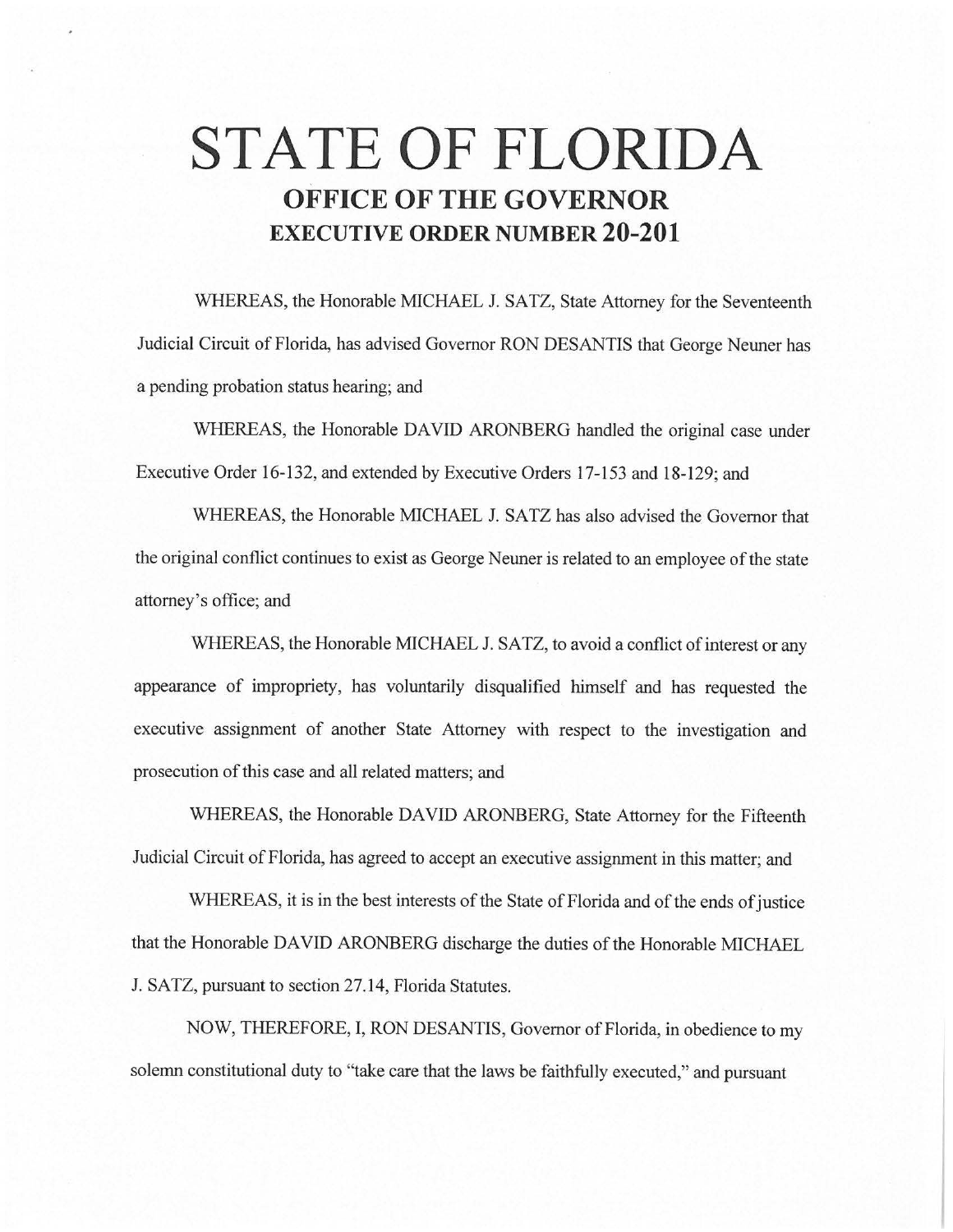# STATE OF FLORIDA

## OFFICE OF THE GOVERNOR

## EXECUTIVE ORDER NUMBER 20-201

WHEREAS, the Honorable MICHAEL J. SATZ, State Attorney for the Seventeenth Judicial Circuit of Florida, has advised Governor RON DESANTIS that George Neuner has a pending probation status hearing; and

WHEREAS, the Honorable DAVID ARONBERG handled the original case under Executive Order 16-132, and extended by Executive Orders 17-153 and 18-129; and

WHEREAS, the Honorable MICHAEL J. SATZ has also advised the Governor that the original conflict continues to exist as George Neuner is related to an employee of the state attorney's office; and

WHEREAS, the Honorable MICHAEL J. SATZ, to avoid a conflict of interest or any appearance of impropriety, has voluntarily disqualified himself and has requested the executive assignment of another State Attorney with respect to the investigation and prosecution of this case and all related matters; and

WHEREAS, the Honorable DAVID ARONBERG, State Attorney for the Fifteenth Judicial Circuit of Florida, has agreed to accept an executive assignment in this matter; and

WHEREAS, it is in the best interests of the State of Florida and of the ends of justice that the Honorable DAVID ARONBERG discharge the duties of the Honorable MICHAEL J. SATZ, pursuant to section 27.14, Florida Statutes.

NOW, THEREFORE, I, RON DESANTIS, Governor of Florida, in obedience to my solemn constitutional duty to "take care that the laws be faithfully executed," and pursuant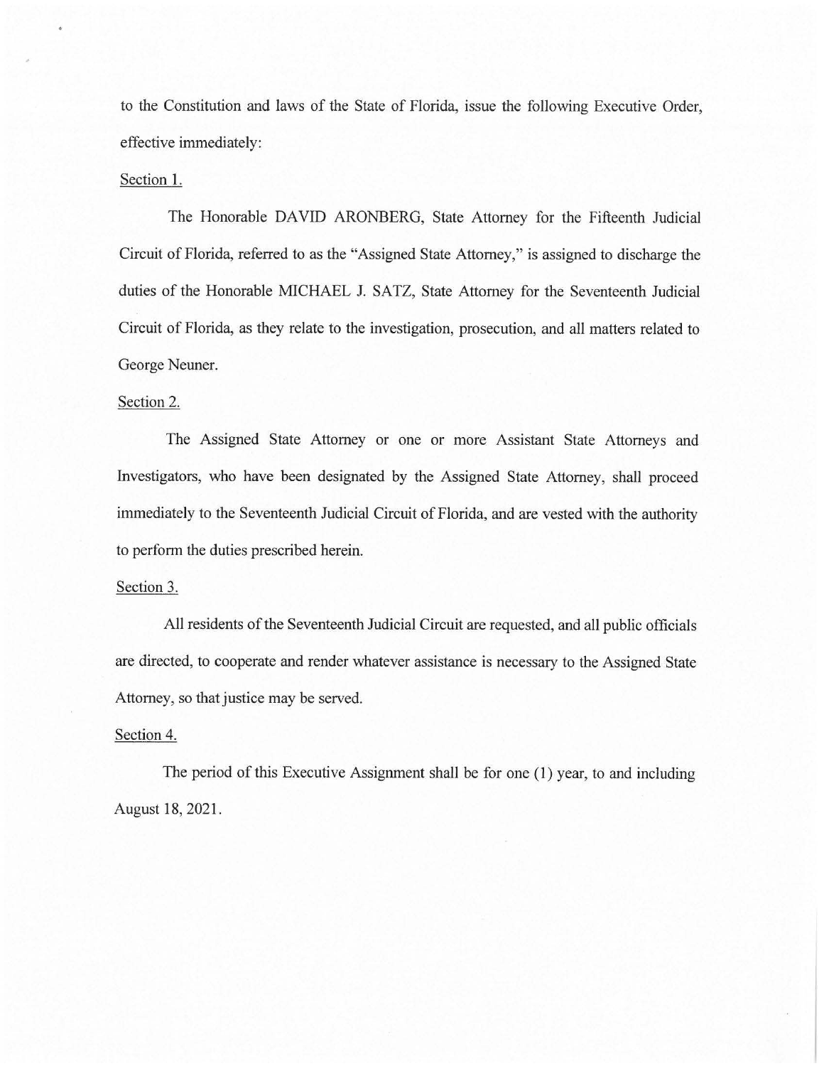to the Constitution and laws of the State of Florida, issue the following Executive Order, effective immediately:

Section 1.

The Honorable DAVID ARONBERG, State Attorney for the Fifteenth Judicial Circuit of Florida, referred to as the "Assigned State Attorney," is assigned to discharge the duties of the Honorable MICHAEL J. SATZ, State Attorney for the Seventeenth Judicial Circuit of Florida, as they relate to the investigation, prosecution, and all matters related to George Neuner.

Section 2.

The Assigned State Attorney or one or more Assistant State Attorneys and Investigators, who have been designated by the Assigned State Attorney, shall proceed immediately to the Seventeenth Judicial Circuit of Florida, and are vested with the authority to perform the duties prescribed herein.

Section 3.

All residents of the Seventeenth Judicial Circuit are requested, and all public officials are directed, to cooperate and render whatever assistance is necessary to the Assigned State Attorney, so that justice may be served.

Section 4.

The period of this Executive Assignment shall be for one (1) year, to and including August 18, 2021.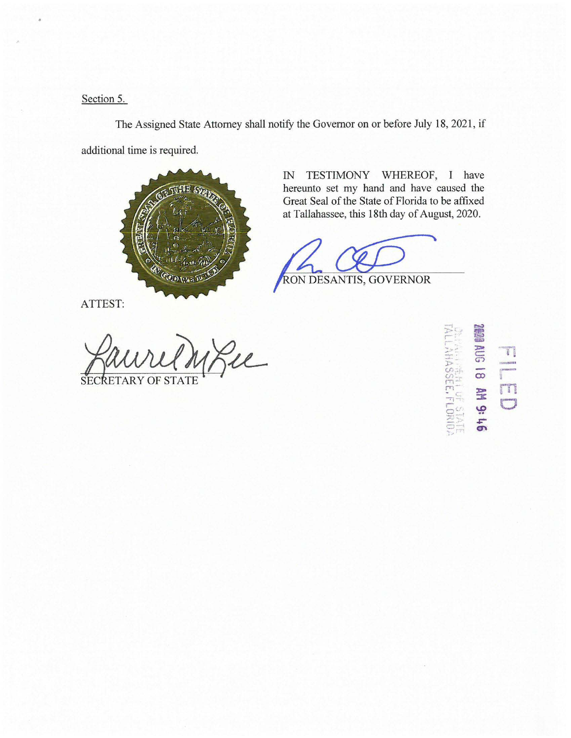Section 5.

The Assigned State Attorney shall notify the Governor on or before July 18, 2021, if additional time is required.

IN TESTIMONY WHEREOF, I have hereunto set my hand and have caused the Great Seal of the State of Florida to be affixed at Tallahassee, this 18th day of August, 2020.

RON DESANTIS, GOVERNOR

ATTEST:

SECRETARY OF STATE

FILED

2020 AUG 18 AM 9:46

DEPARTMENT OF STATE
TALLAHASSEE, FLORIDA